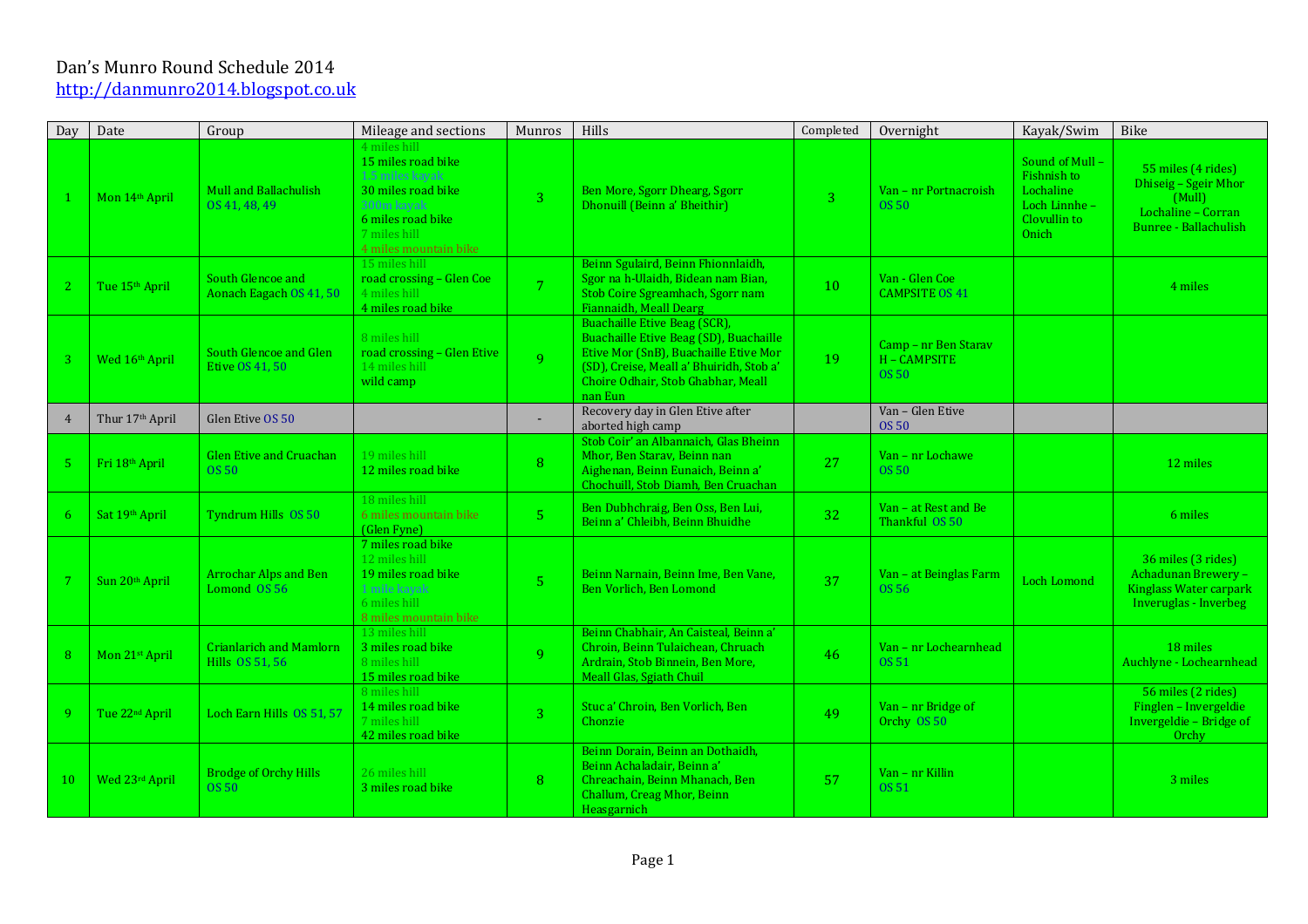# Dan's Munro Round Schedule 2014

http://danmunro2014.blogspot.co.uk

| Day | Date | Group | Mileage and sections | Munros | Hills | Completed | Overnight | Kayak/Swim | Bike |
|---|---|---|---|---|---|---|---|---|---|
| 1 | Mon 14th April | Mull and Ballachulish OS 41, 48, 49 | 4 miles hill<br>15 miles road bike<br>1.5 miles kayak<br>30 miles road bike<br>300m kayak<br>6 miles road bike<br>7 miles hill<br>4 miles mountain bike | 3 | Ben More, Sgorr Dhearg, Sgorr Dhonuill (Beinn a' Bheithir) | 3 | Van – nr Portnacroish OS 50 | Sound of Mull – Fishnish to Lochaline<br>Loch Linnhe – Clovullin to Onich | 55 miles (4 rides)<br>Dhiseig – Sgeir Mhor (Mull)<br>Lochaline – Corran<br>Bunree - Ballachulish |
| 2 | Tue 15th April | South Glencoe and Aonach Eagach OS 41, 50 | 15 miles hill<br>road crossing – Glen Coe<br>4 miles hill<br>4 miles road bike | 7 | Beinn Sgulaird, Beinn Fhionnlaidh, Sgor na h-Ulaidh, Bidean nam Bian, Stob Coire Sgreamhach, Sgorr nam Fiannaidh, Meall Dearg | 10 | Van - Glen Coe CAMPSITE OS 41 | | 4 miles |
| 3 | Wed 16th April | South Glencoe and Glen Etive OS 41, 50 | 8 miles hill<br>road crossing – Glen Etive<br>14 miles hill<br>wild camp | 9 | Buachaille Etive Beag (SCR), Buachaille Etive Beag (SD), Buachaille Etive Mor (SnB), Buachaille Etive Mor (SD), Creise, Meall a' Bhuiridh, Stob a' Choire Odhair, Stob Ghabhar, Meall nan Eun | 19 | Camp – nr Ben Starav H – CAMPSITE OS 50 | | |
| 4 | Thur 17th April | Glen Etive OS 50 | | - | Recovery day in Glen Etive after aborted high camp | | Van – Glen Etive OS 50 | | |
| 5 | Fri 18th April | Glen Etive and Cruachan OS 50 | 19 miles hill<br>12 miles road bike | 8 | Stob Coir' an Albannaich, Glas Bheinn Mhor, Ben Starav, Beinn nan Aighenan, Beinn Eunaich, Beinn a' Chochuill, Stob Diamh, Ben Cruachan | 27 | Van – nr Lochawe OS 50 | | 12 miles |
| 6 | Sat 19th April | Tyndrum Hills OS 50 | 18 miles hill<br>6 miles mountain bike (Glen Fyne) | 5 | Ben Dubhchraig, Ben Oss, Ben Lui, Beinn a' Chleibh, Beinn Bhuidhe | 32 | Van – at Rest and Be Thankful OS 50 | | 6 miles |
| 7 | Sun 20th April | Arrochar Alps and Ben Lomond OS 56 | 7 miles road bike<br>12 miles hill<br>19 miles road bike<br>1 mile kayak<br>6 miles hill<br>8 miles mountain bike | 5 | Beinn Narnain, Beinn Ime, Ben Vane, Ben Vorlich, Ben Lomond | 37 | Van – at Beinglas Farm OS 56 | Loch Lomond | 36 miles (3 rides)<br>Achadunan Brewery – Kinglass Water carpark<br>Inveruglas - Inverbeg |
| 8 | Mon 21st April | Crianlarich and Mamlorn Hills OS 51, 56 | 13 miles hill<br>3 miles road bike<br>8 miles hill<br>15 miles road bike | 9 | Beinn Chabhair, An Caisteal, Beinn a' Chroin, Beinn Tulaichean, Cruach Ardrain, Stob Binnein, Ben More, Meall Glas, Sgiath Chuil | 46 | Van – nr Lochearnhead OS 51 | | 18 miles<br>Auchlyne - Lochearnhead |
| 9 | Tue 22nd April | Loch Earn Hills OS 51, 57 | 8 miles hill<br>14 miles road bike<br>7 miles hill<br>42 miles road bike | 3 | Stuc a' Chroin, Ben Vorlich, Ben Chonzie | 49 | Van – nr Bridge of Orchy OS 50 | | 56 miles (2 rides)<br>Finglen – Invergeldie<br>Invergeldie – Bridge of Orchy |
| 10 | Wed 23rd April | Brodge of Orchy Hills OS 50 | 26 miles hill<br>3 miles road bike | 8 | Beinn Dorain, Beinn an Dothaidh, Beinn Achaladair, Beinn a' Chreachain, Beinn Mhanach, Ben Challum, Creag Mhor, Beinn Heasgarnich | 57 | Van – nr Killin OS 51 | | 3 miles |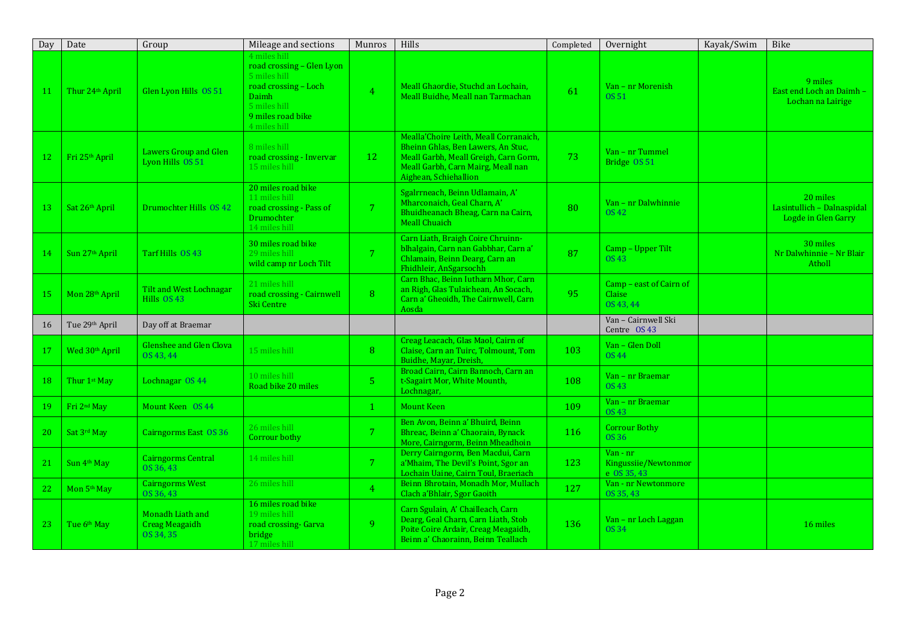| Day | Date | Group | Mileage and sections | Munros | Hills | Completed | Overnight | Kayak/Swim | Bike |
|---|---|---|---|---|---|---|---|---|---|
| 11 | Thur 24th April | Glen Lyon Hills OS 51 | 4 miles hill<br>road crossing – Glen Lyon<br>5 miles hill<br>road crossing – Loch Daimh<br>5 miles hill<br>9 miles road bike<br>4 miles hill | 4 | Meall Ghaordie, Stuchd an Lochain, Meall Buidhe, Meall nan Tarmachan | 61 | Van – nr Morenish OS 51 | | 9 miles East end Loch an Daimh – Lochan na Lairige |
| 12 | Fri 25th April | Lawers Group and Glen Lyon Hills OS 51 | 8 miles hill<br>road crossing - Invervar<br>15 miles hill | 12 | Mealla'Choire Leith, Meall Corranaich, Bheinn Ghlas, Ben Lawers, An Stuc, Meall Garbh, Meall Greigh, Carn Gorm, Meall Garbh, Carn Mairg, Meall nan Aighean, Schiehallion | 73 | Van – nr Tummel Bridge OS 51 | | |
| 13 | Sat 26th April | Drumochter Hills OS 42 | 20 miles road bike<br>11 miles hill<br>road crossing - Pass of Drumochter<br>14 miles hill | 7 | Sgairrneach, Beinn Udlamain, A' Mharconaich, Geal Charn, A' Bhuidheanach Bheag, Carn na Cairn, Meall Chuaich | 80 | Van – nr Dalwhinnie OS 42 | | 20 miles Lasintullich – Dalnaspidal Logde in Glen Garry |
| 14 | Sun 27th April | Tarf Hills OS 43 | 30 miles road bike<br>29 miles hill<br>wild camp nr Loch Tilt | 7 | Carn Liath, Braigh Coire Chruinn-bhalgain, Carn nan Gabbhar, Carn a' Chlamain, Beinn Dearg, Carn an Fhidhleir, AnSgarsoch | 87 | Camp – Upper Tilt OS 43 | | 30 miles Nr Dalwhinnie – Nr Blair Atholl |
| 15 | Mon 28th April | Tilt and West Lochnagar Hills OS 43 | 21 miles hill<br>road crossing - Cairnwell Ski Centre | 8 | Carn Bhac, Beinn Iutharn Mhor, Carn an Righ, Glas Tulaichean, An Socach, Carn a' Gheoidh, The Cairnwell, Carn Aosda | 95 | Camp – east of Cairn of Claise OS 43, 44 | | |
| 16 | Tue 29th April | Day off at Braemar | | | | | Van – Cairnwell Ski Centre OS 43 | | |
| 17 | Wed 30th April | Glenshee and Glen Clova OS 43, 44 | 15 miles hill | 8 | Creag Leacach, Glas Maol, Cairn of Claise, Carn an Tuirc, Tolmount, Tom Buidhe, Mayar, Dreish, | 103 | Van – Glen Doll OS 44 | | |
| 18 | Thur 1st May | Lochnagar OS 44 | 10 miles hill<br>Road bike 20 miles | 5 | Broad Cairn, Cairn Bannoch, Carn an t-Sagairt Mor, White Mounth, Lochnagar, | 108 | Van – nr Braemar OS 43 | | |
| 19 | Fri 2nd May | Mount Keen OS 44 | | 1 | Mount Keen | 109 | Van – nr Braemar OS 43 | | |
| 20 | Sat 3rd May | Cairngorms East OS 36 | 26 miles hill<br>Corrour bothy | 7 | Ben Avon, Beinn a' Bhuird, Beinn Bhreac, Beinn a' Chaorain, Bynack More, Cairngorm, Beinn Mheadhoin | 116 | Corrour Bothy OS 36 | | |
| 21 | Sun 4th May | Cairngorms Central OS 36, 43 | 14 miles hill | 7 | Derry Cairngorm, Ben Macdui, Carn a'Mhaim, The Devil's Point, Sgor an Lochain Uaine, Cairn Toul, Braeriach | 123 | Van - nr Kingussiie/Newtonmore OS 35, 43 | | |
| 22 | Mon 5th May | Cairngorms West OS 36, 43 | 26 miles hill | 4 | Beinn Bhrotain, Monadh Mor, Mullach Clach a'Bhlair, Sgor Gaoith | 127 | Van - nr Newtonmore OS 35, 43 | | |
| 23 | Tue 6th May | Monadh Liath and Creag Meagaidh OS 34, 35 | 16 miles road bike<br>19 miles hill<br>road crossing- Garva bridge<br>17 miles hill | 9 | Carn Sgulain, A' Chailleach, Carn Dearg, Geal Charn, Carn Liath, Stob Poite Coire Ardair, Creag Meagaidh, Beinn a' Chaorainn, Beinn Teallach | 136 | Van – nr Loch Laggan OS 34 | | 16 miles |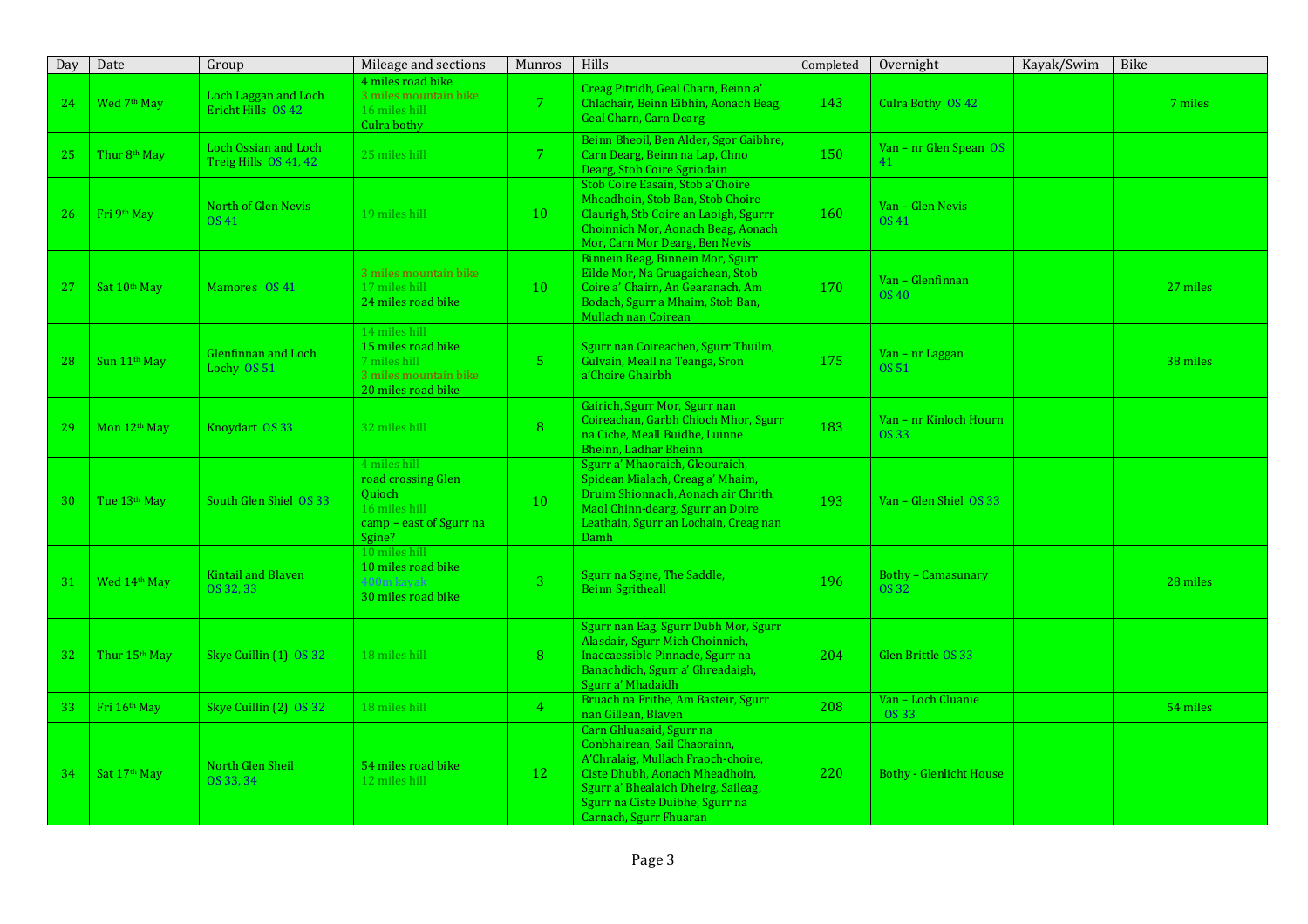| Day | Date | Group | Mileage and sections | Munros | Hills | Completed | Overnight | Kayak/Swim | Bike |
|---|---|---|---|---|---|---|---|---|---|
| 24 | Wed 7th May | Loch Laggan and Loch Ericht Hills OS 42 | 4 miles road bike<br>3 miles mountain bike<br>16 miles hill<br>Culra bothy | 7 | Creag Pitridh, Geal Charn, Beinn a' Chlachair, Beinn Eibhin, Aonach Beag, Geal Charn, Carn Dearg | 143 | Culra Bothy OS 42 | | 7 miles |
| 25 | Thur 8th May | Loch Ossian and Loch Treig Hills OS 41, 42 | 25 miles hill | 7 | Beinn Bheoil, Ben Alder, Sgor Gaibhre, Carn Dearg, Beinn na Lap, Chno Dearg, Stob Coire Sgriodain | 150 | Van – nr Glen Spean OS 41 | | |
| 26 | Fri 9th May | North of Glen Nevis OS 41 | 19 miles hill | 10 | Stob Coire Easain, Stob a'Choire Mheadhoin, Stob Ban, Stob Choire Claurigh, Stb Coire an Laoigh, Sgurrr Choinnich Mor, Aonach Beag, Aonach Mor, Carn Mor Dearg, Ben Nevis | 160 | Van – Glen Nevis OS 41 | | |
| 27 | Sat 10th May | Mamores OS 41 | 3 miles mountain bike<br>17 miles hill<br>24 miles road bike | 10 | Binnein Beag, Binnein Mor, Sgurr Eilde Mor, Na Gruagaichean, Stob Coire a' Chairn, An Gearanach, Am Bodach, Sgurr a Mhaim, Stob Ban, Mullach nan Coirean | 170 | Van – Glenfinnan OS 40 | | 27 miles |
| 28 | Sun 11th May | Glenfinnan and Loch Lochy OS 51 | 14 miles hill<br>15 miles road bike<br>7 miles hill<br>3 miles mountain bike<br>20 miles road bike | 5 | Sgurr nan Coireachen, Sgurr Thuilm, Gulvain, Meall na Teanga, Sron a'Choire Ghairbh | 175 | Van – nr Laggan OS 51 | | 38 miles |
| 29 | Mon 12th May | Knoydart OS 33 | 32 miles hill | 8 | Gairich, Sgurr Mor, Sgurr nan Coireachan, Garbh Chioch Mhor, Sgurr na Ciche, Meall Buidhe, Luinne Bheinn, Ladhar Bheinn | 183 | Van – nr Kinloch Hourn OS 33 | | |
| 30 | Tue 13th May | South Glen Shiel OS 33 | 4 miles hill<br>road crossing Glen Quioch<br>16 miles hill<br>camp – east of Sgurr na Sgine? | 10 | Sgurr a' Mhaoraich, Gleouraich, Spidean Mialach, Creag a' Mhaim, Druim Shionnach, Aonach air Chrith, Maol Chinn-dearg, Sgurr an Doire Leathain, Sgurr an Lochain, Creag nan Damh | 193 | Van – Glen Shiel OS 33 | | |
| 31 | Wed 14th May | Kintail and Blaven OS 32, 33 | 10 miles hill<br>10 miles road bike<br>400m kayak<br>30 miles road bike | 3 | Sgurr na Sgine, The Saddle, Beinn Sgritheall | 196 | Bothy – Camasunary OS 32 | | 28 miles |
| 32 | Thur 15th May | Skye Cuillin (1) OS 32 | 18 miles hill | 8 | Sgurr nan Eag, Sgurr Dubh Mor, Sgurr Alasdair, Sgurr Mich Choinnich, Inaccaessible Pinnacle, Sgurr na Banachdich, Sgurr a' Ghreadaigh, Sgurr a' Mhadaidh | 204 | Glen Brittle OS 33 | | |
| 33 | Fri 16th May | Skye Cuillin (2) OS 32 | 18 miles hill | 4 | Bruach na Frithe, Am Basteir, Sgurr nan Gillean, Blaven | 208 | Van – Loch Cluanie OS 33 | | 54 miles |
| 34 | Sat 17th May | North Glen Sheil OS 33, 34 | 54 miles road bike<br>12 miles hill | 12 | Carn Ghluasaid, Sgurr na Conbhairean, Sail Chaorainn, A'Chralaig, Mullach Fraoch-choire, Ciste Dhubh, Aonach Mheadhoin, Sgurr a' Bhealaich Dheirg, Saileag, Sgurr na Ciste Duibhe, Sgurr na Carnach, Sgurr Fhuaran | 220 | Bothy - Glenlicht House | | |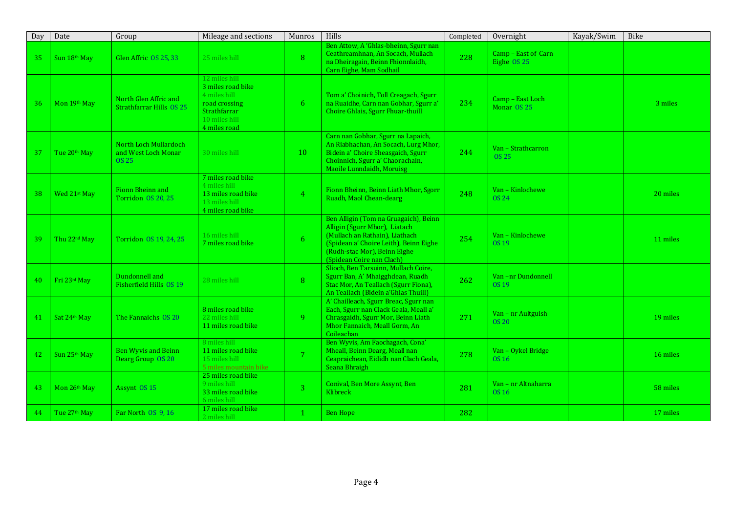| Day | Date | Group | Mileage and sections | Munros | Hills | Completed | Overnight | Kayak/Swim | Bike |
|---|---|---|---|---|---|---|---|---|---|
| 35 | Sun 18th May | Glen Affric OS 25, 33 | 25 miles hill | 8 | Ben Attow, A 'Ghlas-bheinn, Sgurr nan Ceathreamhnan, An Socach, Mullach na Dheiragain, Beinn Fhionnlaidh, Carn Eighe, Mam Sodhail | 228 | Camp – East of Carn Eighe OS 25 | | |
| 36 | Mon 19th May | North Glen Affric and Strathfarrar Hills OS 25 | 12 miles hill<br>3 miles road bike<br>4 miles hill<br>road crossing Strathfarrar<br>10 miles hill<br>4 miles road | 6 | Tom a' Choinich, Toll Creagach, Sgurr na Ruaidhe, Carn nan Gobhar, Sgurr a' Choire Ghlais, Sgurr Fhuar-thuill | 234 | Camp – East Loch Monar OS 25 | | 3 miles |
| 37 | Tue 20th May | North Loch Mullardoch and West Loch Monar OS 25 | 30 miles hill | 10 | Carn nan Gobhar, Sgurr na Lapaich, An Riabhachan, An Socach, Lurg Mhor, Bidein a' Choire Sheasgaich, Sgurr Choinnich, Sgurr a' Chaorachain, Maoile Lunndaidh, Moruisg | 244 | Van – Strathcarron OS 25 | | |
| 38 | Wed 21st May | Fionn Bheinn and Torridon OS 20, 25 | 7 miles road bike<br>4 miles hill<br>13 miles road bike<br>13 miles hill<br>4 miles road bike | 4 | Fionn Bheinn, Beinn Liath Mhor, Sgorr Ruadh, Maol Chean-dearg | 248 | Van – Kinlochewe OS 24 | | 20 miles |
| 39 | Thu 22nd May | Torridon OS 19, 24, 25 | 16 miles hill<br>7 miles road bike | 6 | Ben Alligin (Tom na Gruagaich), Beinn Alligin (Sgurr Mhor), Liatach (Mullach an Rathain), Liathach (Spidean a' Choire Leith), Beinn Eighe (Rudh-stac Mor), Beinn Eighe (Spidean Coire nan Clach) | 254 | Van – Kinlochewe OS 19 | | 11 miles |
| 40 | Fri 23rd May | Dundonnell and Fisherfield Hills OS 19 | 28 miles hill | 8 | Slioch, Ben Tarsuinn, Mullach Coire, Sgurr Ban, A' Mhaigghdean, Ruadh Stac Mor, An Teallach (Sgurr Fiona), An Teallach (Bidein a'Ghlas Thuill) | 262 | Van –nr Dundonnell OS 19 | | |
| 41 | Sat 24th May | The Fannaichs OS 20 | 8 miles road bike<br>22 miles hill<br>11 miles road bike | 9 | A' Chailleach, Sgurr Breac, Sgurr nan Each, Sgurr nan Clack Geala, Meall a' Chrasgaidh, Sgurr Mor, Beinn Liath Mhor Fannaich, Meall Gorm, An Coileachan | 271 | Van – nr Aultguish OS 20 | | 19 miles |
| 42 | Sun 25th May | Ben Wyvis and Beinn Dearg Group OS 20 | 8 miles hill<br>11 miles road bike<br>15 miles hill<br>5 miles mountain bike | 7 | Ben Wyvis, Am Faochagach, Cona' Mheall, Beinn Dearg, Meall nan Ceapraichean, Eididh nan Clach Geala, Seana Bhraigh | 278 | Van – Oykel Bridge OS 16 | | 16 miles |
| 43 | Mon 26th May | Assynt OS 15 | 25 miles road bike<br>9 miles hill<br>33 miles road bike<br>6 miles hill | 3 | Conival, Ben More Assynt, Ben Klibreck | 281 | Van – nr Altnaharra OS 16 | | 58 miles |
| 44 | Tue 27th May | Far North OS 9, 16 | 17 miles road bike<br>2 miles hill | 1 | Ben Hope | 282 | | | 17 miles |